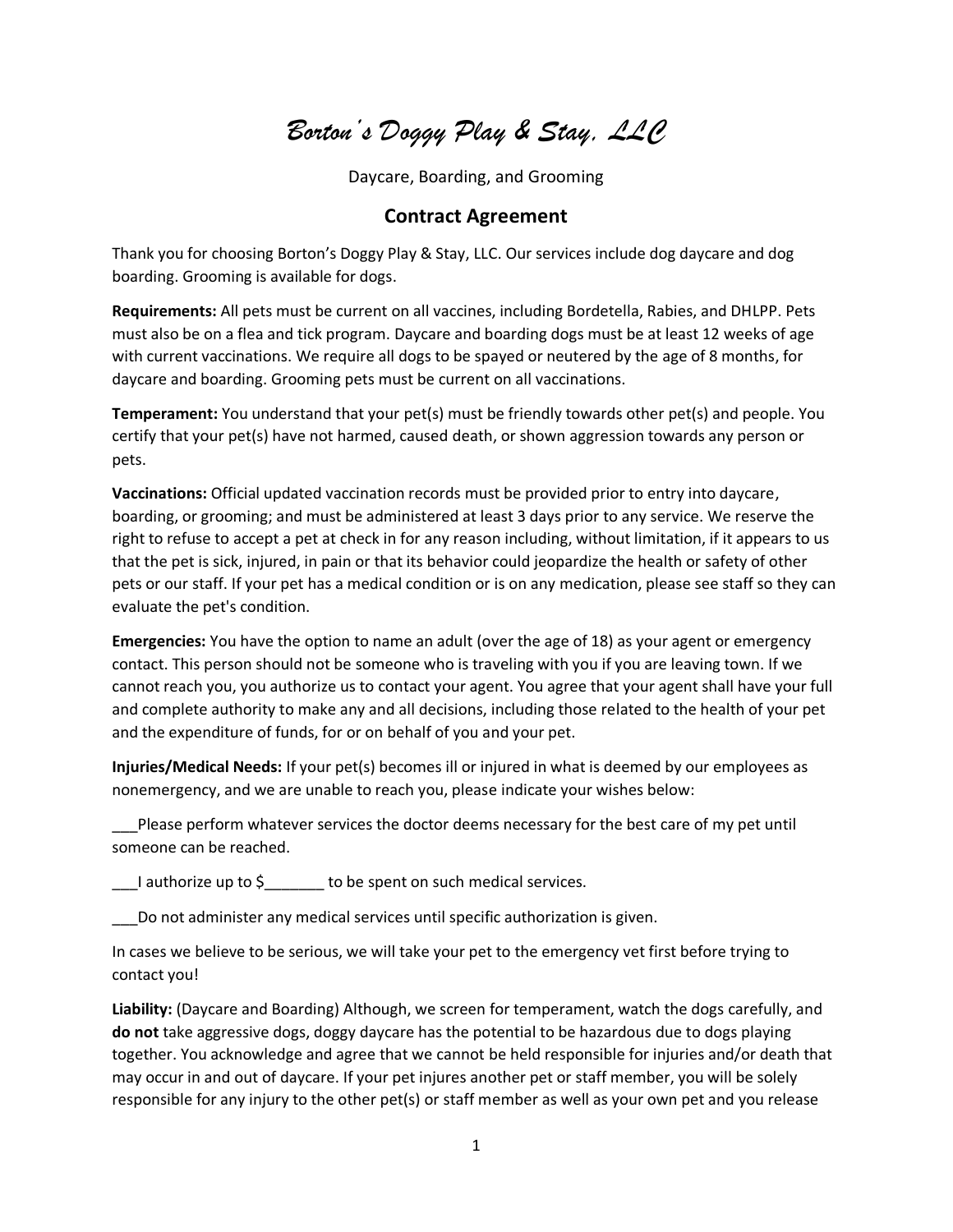# *Borton's Doggy Play & Stay, LLC*

Daycare, Boarding, and Grooming

## Contract Agreement

Thank you for choosing Borton's Doggy Play & Stay, LLC. Our services include dog daycare and dog boarding. Grooming is available for dogs.

**Requirements:** All pets must be current on all vaccines, including Bordetella, Rabies, and DHLPP. Pets must also be on a flea and tick program. Daycare and boarding dogs must be at least 12 weeks of age with current vaccinations. We require all dogs to be spayed or neutered by the age of 8 months, for daycare and boarding. Grooming pets must be current on all vaccinations.

**Temperament:** You understand that your pet(s) must be friendly towards other pet(s) and people. You certify that your pet(s) have not harmed, caused death, or shown aggression towards any person or pets.

**Vaccinations:** Official updated vaccination records must be provided prior to entry into daycare, boarding, or grooming; and must be administered at least 3 days prior to any service. We reserve the right to refuse to accept a pet at check in for any reason including, without limitation, if it appears to us that the pet is sick, injured, in pain or that its behavior could jeopardize the health or safety of other pets or our staff. If your pet has a medical condition or is on any medication, please see staff so they can evaluate the pet's condition.

**Emergencies:** You have the option to name an adult (over the age of 18) as your agent or emergency contact. This person should not be someone who is traveling with you if you are leaving town. If we cannot reach you, you authorize us to contact your agent. You agree that your agent shall have your full and complete authority to make any and all decisions, including those related to the health of your pet and the expenditure of funds, for or on behalf of you and your pet.

**Injuries/Medical Needs:** If your pet(s) becomes ill or injured in what is deemed by our employees as nonemergency, and we are unable to reach you, please indicate your wishes below:

___Please perform whatever services the doctor deems necessary for the best care of my pet until someone can be reached.

___I authorize up to $_______ to be spent on such medical services.

___Do not administer any medical services until specific authorization is given.

In cases we believe to be serious, we will take your pet to the emergency vet first before trying to contact you!

**Liability:** (Daycare and Boarding) Although, we screen for temperament, watch the dogs carefully, and **do not** take aggressive dogs, doggy daycare has the potential to be hazardous due to dogs playing together. You acknowledge and agree that we cannot be held responsible for injuries and/or death that may occur in and out of daycare. If your pet injures another pet or staff member, you will be solely responsible for any injury to the other pet(s) or staff member as well as your own pet and you release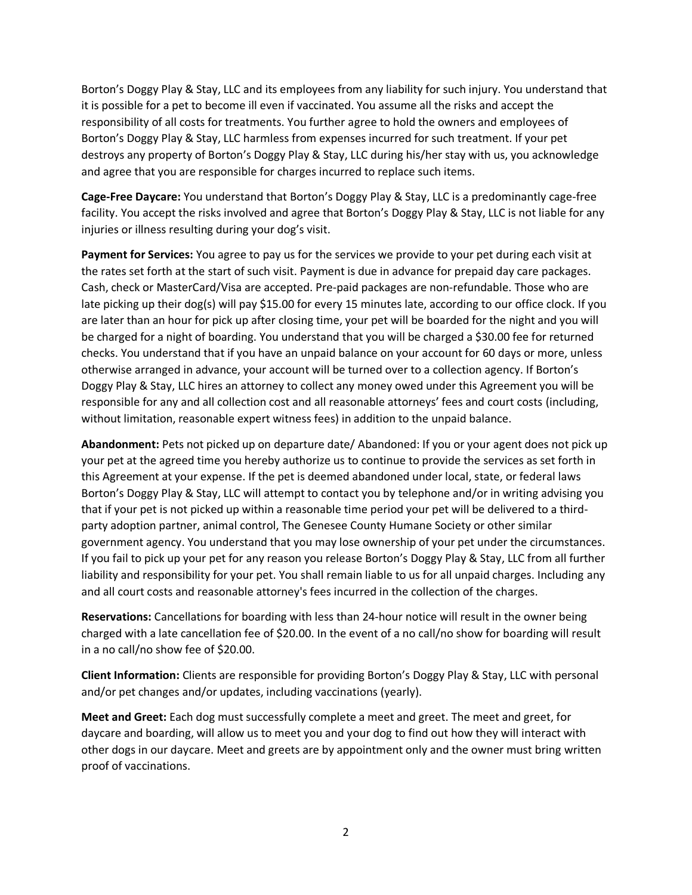Borton's Doggy Play & Stay, LLC and its employees from any liability for such injury. You understand that it is possible for a pet to become ill even if vaccinated. You assume all the risks and accept the responsibility of all costs for treatments. You further agree to hold the owners and employees of Borton's Doggy Play & Stay, LLC harmless from expenses incurred for such treatment. If your pet destroys any property of Borton's Doggy Play & Stay, LLC during his/her stay with us, you acknowledge and agree that you are responsible for charges incurred to replace such items.

**Cage-Free Daycare:** You understand that Borton's Doggy Play & Stay, LLC is a predominantly cage-free facility. You accept the risks involved and agree that Borton's Doggy Play & Stay, LLC is not liable for any injuries or illness resulting during your dog's visit.

**Payment for Services:** You agree to pay us for the services we provide to your pet during each visit at the rates set forth at the start of such visit. Payment is due in advance for prepaid day care packages. Cash, check or MasterCard/Visa are accepted. Pre-paid packages are non-refundable. Those who are late picking up their dog(s) will pay $15.00 for every 15 minutes late, according to our office clock. If you are later than an hour for pick up after closing time, your pet will be boarded for the night and you will be charged for a night of boarding. You understand that you will be charged a $30.00 fee for returned checks. You understand that if you have an unpaid balance on your account for 60 days or more, unless otherwise arranged in advance, your account will be turned over to a collection agency. If Borton's Doggy Play & Stay, LLC hires an attorney to collect any money owed under this Agreement you will be responsible for any and all collection cost and all reasonable attorneys' fees and court costs (including, without limitation, reasonable expert witness fees) in addition to the unpaid balance.

**Abandonment:** Pets not picked up on departure date/ Abandoned: If you or your agent does not pick up your pet at the agreed time you hereby authorize us to continue to provide the services as set forth in this Agreement at your expense. If the pet is deemed abandoned under local, state, or federal laws Borton's Doggy Play & Stay, LLC will attempt to contact you by telephone and/or in writing advising you that if your pet is not picked up within a reasonable time period your pet will be delivered to a third-party adoption partner, animal control, The Genesee County Humane Society or other similar government agency. You understand that you may lose ownership of your pet under the circumstances. If you fail to pick up your pet for any reason you release Borton's Doggy Play & Stay, LLC from all further liability and responsibility for your pet. You shall remain liable to us for all unpaid charges. Including any and all court costs and reasonable attorney's fees incurred in the collection of the charges.

**Reservations:** Cancellations for boarding with less than 24-hour notice will result in the owner being charged with a late cancellation fee of $20.00. In the event of a no call/no show for boarding will result in a no call/no show fee of $20.00.

**Client Information:** Clients are responsible for providing Borton's Doggy Play & Stay, LLC with personal and/or pet changes and/or updates, including vaccinations (yearly).

**Meet and Greet:** Each dog must successfully complete a meet and greet. The meet and greet, for daycare and boarding, will allow us to meet you and your dog to find out how they will interact with other dogs in our daycare. Meet and greets are by appointment only and the owner must bring written proof of vaccinations.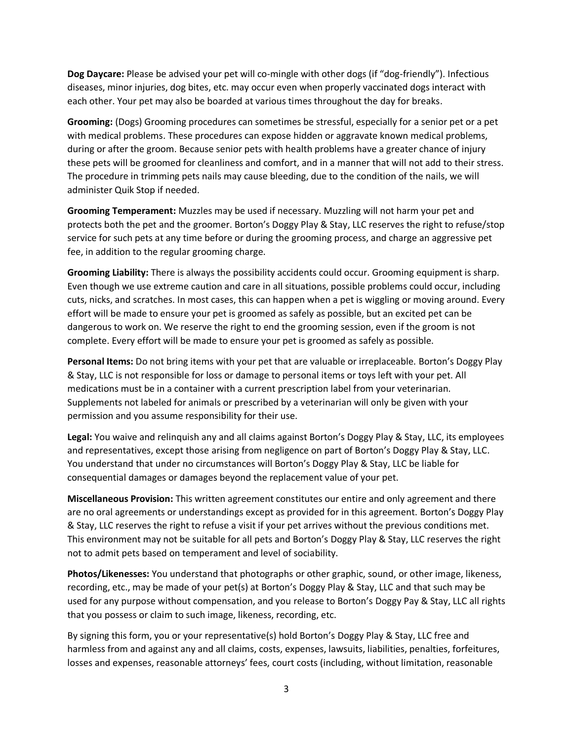**Dog Daycare:** Please be advised your pet will co-mingle with other dogs (if "dog-friendly"). Infectious diseases, minor injuries, dog bites, etc. may occur even when properly vaccinated dogs interact with each other. Your pet may also be boarded at various times throughout the day for breaks.

**Grooming:** (Dogs) Grooming procedures can sometimes be stressful, especially for a senior pet or a pet with medical problems. These procedures can expose hidden or aggravate known medical problems, during or after the groom. Because senior pets with health problems have a greater chance of injury these pets will be groomed for cleanliness and comfort, and in a manner that will not add to their stress. The procedure in trimming pets nails may cause bleeding, due to the condition of the nails, we will administer Quik Stop if needed.

**Grooming Temperament:** Muzzles may be used if necessary. Muzzling will not harm your pet and protects both the pet and the groomer. Borton's Doggy Play & Stay, LLC reserves the right to refuse/stop service for such pets at any time before or during the grooming process, and charge an aggressive pet fee, in addition to the regular grooming charge.

**Grooming Liability:** There is always the possibility accidents could occur. Grooming equipment is sharp. Even though we use extreme caution and care in all situations, possible problems could occur, including cuts, nicks, and scratches. In most cases, this can happen when a pet is wiggling or moving around. Every effort will be made to ensure your pet is groomed as safely as possible, but an excited pet can be dangerous to work on. We reserve the right to end the grooming session, even if the groom is not complete. Every effort will be made to ensure your pet is groomed as safely as possible.

**Personal Items:** Do not bring items with your pet that are valuable or irreplaceable. Borton's Doggy Play & Stay, LLC is not responsible for loss or damage to personal items or toys left with your pet. All medications must be in a container with a current prescription label from your veterinarian. Supplements not labeled for animals or prescribed by a veterinarian will only be given with your permission and you assume responsibility for their use.

**Legal:** You waive and relinquish any and all claims against Borton's Doggy Play & Stay, LLC, its employees and representatives, except those arising from negligence on part of Borton's Doggy Play & Stay, LLC. You understand that under no circumstances will Borton's Doggy Play & Stay, LLC be liable for consequential damages or damages beyond the replacement value of your pet.

**Miscellaneous Provision:** This written agreement constitutes our entire and only agreement and there are no oral agreements or understandings except as provided for in this agreement. Borton's Doggy Play & Stay, LLC reserves the right to refuse a visit if your pet arrives without the previous conditions met. This environment may not be suitable for all pets and Borton's Doggy Play & Stay, LLC reserves the right not to admit pets based on temperament and level of sociability.

**Photos/Likenesses:** You understand that photographs or other graphic, sound, or other image, likeness, recording, etc., may be made of your pet(s) at Borton's Doggy Play & Stay, LLC and that such may be used for any purpose without compensation, and you release to Borton's Doggy Pay & Stay, LLC all rights that you possess or claim to such image, likeness, recording, etc.

By signing this form, you or your representative(s) hold Borton's Doggy Play & Stay, LLC free and harmless from and against any and all claims, costs, expenses, lawsuits, liabilities, penalties, forfeitures, losses and expenses, reasonable attorneys' fees, court costs (including, without limitation, reasonable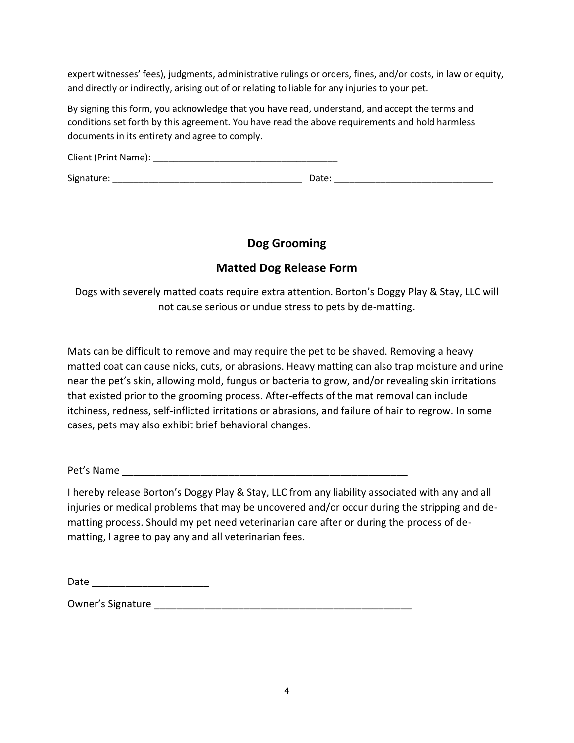expert witnesses' fees), judgments, administrative rulings or orders, fines, and/or costs, in law or equity, and directly or indirectly, arising out of or relating to liable for any injuries to your pet.

By signing this form, you acknowledge that you have read, understand, and accept the terms and conditions set forth by this agreement. You have read the above requirements and hold harmless documents in its entirety and agree to comply.

Client (Print Name): ___________________________________

Signature: ____________________________________ Date: ______________________________

## Dog Grooming

## Matted Dog Release Form

Dogs with severely matted coats require extra attention. Borton's Doggy Play & Stay, LLC will not cause serious or undue stress to pets by de-matting.

Mats can be difficult to remove and may require the pet to be shaved. Removing a heavy matted coat can cause nicks, cuts, or abrasions. Heavy matting can also trap moisture and urine near the pet's skin, allowing mold, fungus or bacteria to grow, and/or revealing skin irritations that existed prior to the grooming process. After-effects of the mat removal can include itchiness, redness, self-inflicted irritations or abrasions, and failure of hair to regrow. In some cases, pets may also exhibit brief behavioral changes.

Pet's Name _____________________________________________________

I hereby release Borton's Doggy Play & Stay, LLC from any liability associated with any and all injuries or medical problems that may be uncovered and/or occur during the stripping and de-matting process. Should my pet need veterinarian care after or during the process of de-matting, I agree to pay any and all veterinarian fees.

Date _____________________

Owner's Signature _______________________________________________